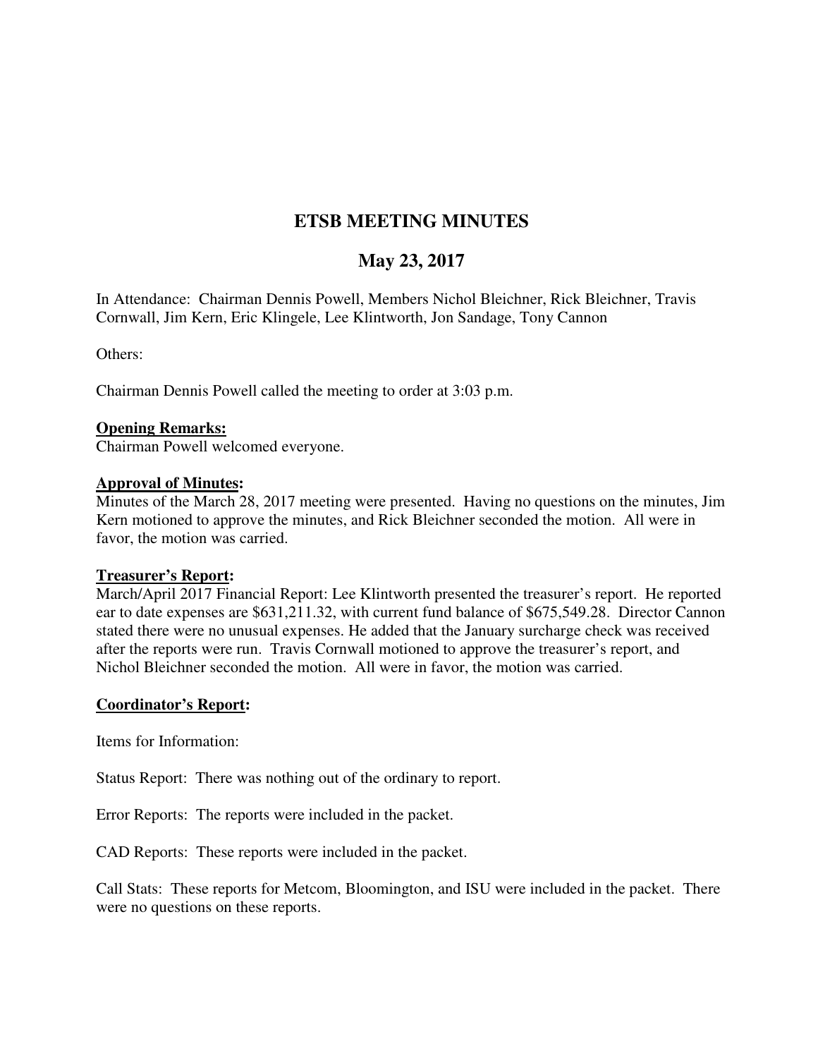# ETSB MEETING MINUTES

## May 23, 2017

In Attendance: Chairman Dennis Powell, Members Nichol Bleichner, Rick Bleichner, Travis Cornwall, Jim Kern, Eric Klingele, Lee Klintworth, Jon Sandage, Tony Cannon

Others:

Chairman Dennis Powell called the meeting to order at 3:03 p.m.

**Opening Remarks:**
Chairman Powell welcomed everyone.

**Approval of Minutes:**
Minutes of the March 28, 2017 meeting were presented. Having no questions on the minutes, Jim Kern motioned to approve the minutes, and Rick Bleichner seconded the motion. All were in favor, the motion was carried.

**Treasurer's Report:**
March/April 2017 Financial Report: Lee Klintworth presented the treasurer's report. He reported ear to date expenses are $631,211.32, with current fund balance of $675,549.28. Director Cannon stated there were no unusual expenses. He added that the January surcharge check was received after the reports were run. Travis Cornwall motioned to approve the treasurer's report, and Nichol Bleichner seconded the motion. All were in favor, the motion was carried.

**Coordinator's Report:**

Items for Information:

Status Report: There was nothing out of the ordinary to report.

Error Reports: The reports were included in the packet.

CAD Reports: These reports were included in the packet.

Call Stats: These reports for Metcom, Bloomington, and ISU were included in the packet. There were no questions on these reports.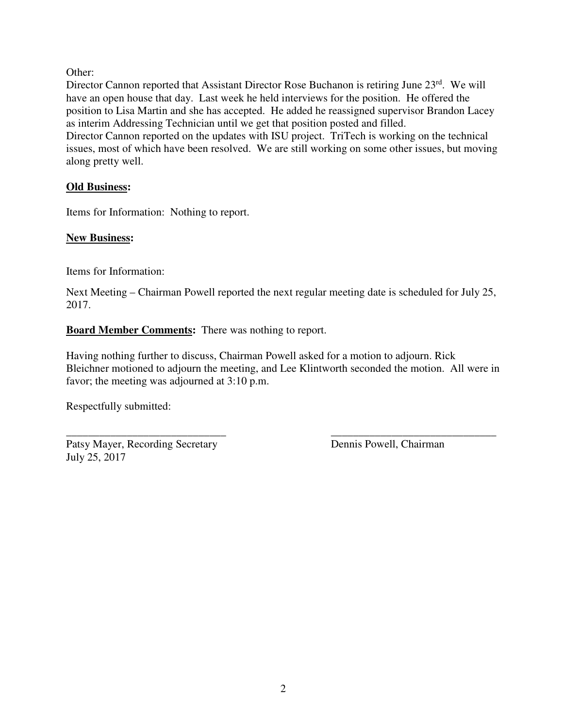Other:

Director Cannon reported that Assistant Director Rose Buchanon is retiring June 23rd. We will have an open house that day. Last week he held interviews for the position. He offered the position to Lisa Martin and she has accepted. He added he reassigned supervisor Brandon Lacey as interim Addressing Technician until we get that position posted and filled.

Director Cannon reported on the updates with ISU project. TriTech is working on the technical issues, most of which have been resolved. We are still working on some other issues, but moving along pretty well.

**Old Business:**

Items for Information: Nothing to report.

**New Business:**

Items for Information:

Next Meeting – Chairman Powell reported the next regular meeting date is scheduled for July 25, 2017.

**Board Member Comments:** There was nothing to report.

Having nothing further to discuss, Chairman Powell asked for a motion to adjourn. Rick Bleichner motioned to adjourn the meeting, and Lee Klintworth seconded the motion. All were in favor; the meeting was adjourned at 3:10 p.m.

Respectfully submitted:

\_\_\_\_\_\_\_\_\_\_\_\_\_\_\_\_\_\_\_\_\_\_\_\_\_\_\_\_\_\_ \_\_\_\_\_\_\_\_\_\_\_\_\_\_\_\_\_\_\_\_\_\_\_\_\_\_\_\_\_\_

Patsy Mayer, Recording Secretary Dennis Powell, Chairman

July 25, 2017